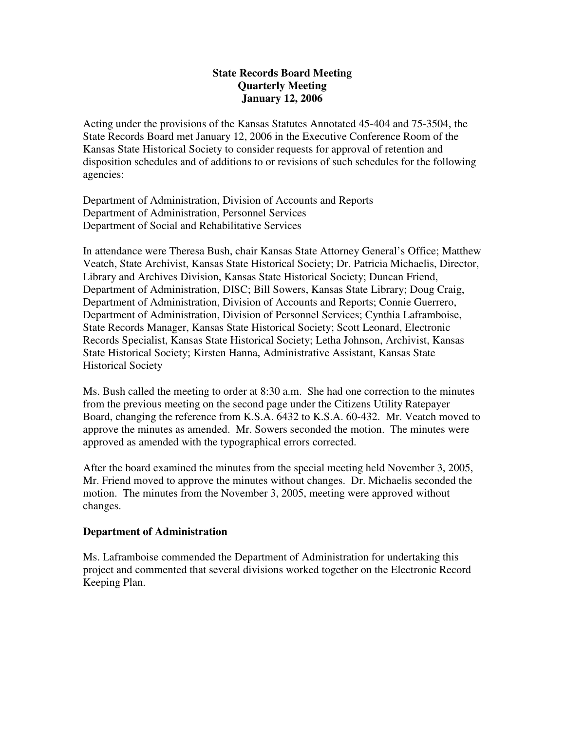# State Records Board Meeting
## Quarterly Meeting
## January 12, 2006

Acting under the provisions of the Kansas Statutes Annotated 45-404 and 75-3504, the State Records Board met January 12, 2006 in the Executive Conference Room of the Kansas State Historical Society to consider requests for approval of retention and disposition schedules and of additions to or revisions of such schedules for the following agencies:

Department of Administration, Division of Accounts and Reports
Department of Administration, Personnel Services
Department of Social and Rehabilitative Services

In attendance were Theresa Bush, chair Kansas State Attorney General's Office; Matthew Veatch, State Archivist, Kansas State Historical Society; Dr. Patricia Michaelis, Director, Library and Archives Division, Kansas State Historical Society; Duncan Friend, Department of Administration, DISC; Bill Sowers, Kansas State Library; Doug Craig, Department of Administration, Division of Accounts and Reports; Connie Guerrero, Department of Administration, Division of Personnel Services; Cynthia Laframboise, State Records Manager, Kansas State Historical Society; Scott Leonard, Electronic Records Specialist, Kansas State Historical Society; Letha Johnson, Archivist, Kansas State Historical Society; Kirsten Hanna, Administrative Assistant, Kansas State Historical Society

Ms. Bush called the meeting to order at 8:30 a.m. She had one correction to the minutes from the previous meeting on the second page under the Citizens Utility Ratepayer Board, changing the reference from K.S.A. 6432 to K.S.A. 60-432. Mr. Veatch moved to approve the minutes as amended. Mr. Sowers seconded the motion. The minutes were approved as amended with the typographical errors corrected.

After the board examined the minutes from the special meeting held November 3, 2005, Mr. Friend moved to approve the minutes without changes. Dr. Michaelis seconded the motion. The minutes from the November 3, 2005, meeting were approved without changes.

### Department of Administration

Ms. Laframboise commended the Department of Administration for undertaking this project and commented that several divisions worked together on the Electronic Record Keeping Plan.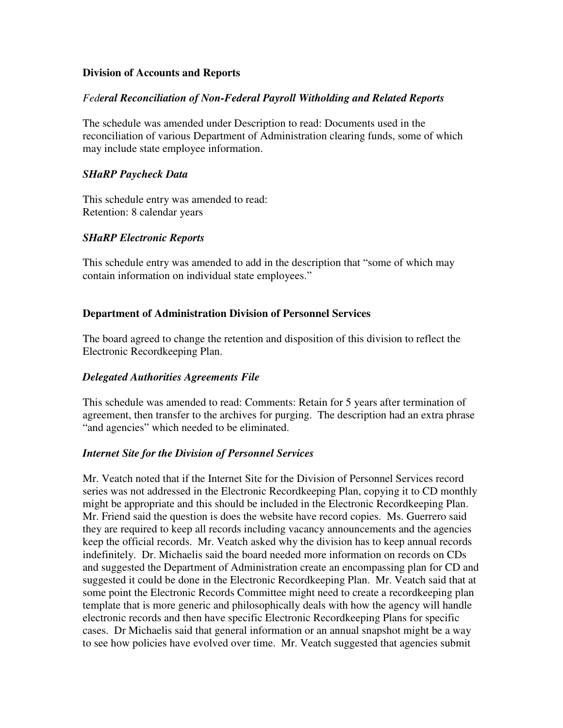**Division of Accounts and Reports**

***Federal Reconciliation of Non-Federal Payroll Witholding and Related Reports***

The schedule was amended under Description to read: Documents used in the reconciliation of various Department of Administration clearing funds, some of which may include state employee information.

***SHaRP Paycheck Data***

This schedule entry was amended to read:
Retention: 8 calendar years

***SHaRP Electronic Reports***

This schedule entry was amended to add in the description that "some of which may contain information on individual state employees."

**Department of Administration Division of Personnel Services**

The board agreed to change the retention and disposition of this division to reflect the Electronic Recordkeeping Plan.

***Delegated Authorities Agreements File***

This schedule was amended to read: Comments: Retain for 5 years after termination of agreement, then transfer to the archives for purging. The description had an extra phrase "and agencies" which needed to be eliminated.

***Internet Site for the Division of Personnel Services***

Mr. Veatch noted that if the Internet Site for the Division of Personnel Services record series was not addressed in the Electronic Recordkeeping Plan, copying it to CD monthly might be appropriate and this should be included in the Electronic Recordkeeping Plan. Mr. Friend said the question is does the website have record copies. Ms. Guerrero said they are required to keep all records including vacancy announcements and the agencies keep the official records. Mr. Veatch asked why the division has to keep annual records indefinitely. Dr. Michaelis said the board needed more information on records on CDs and suggested the Department of Administration create an encompassing plan for CD and suggested it could be done in the Electronic Recordkeeping Plan. Mr. Veatch said that at some point the Electronic Records Committee might need to create a recordkeeping plan template that is more generic and philosophically deals with how the agency will handle electronic records and then have specific Electronic Recordkeeping Plans for specific cases. Dr Michaelis said that general information or an annual snapshot might be a way to see how policies have evolved over time. Mr. Veatch suggested that agencies submit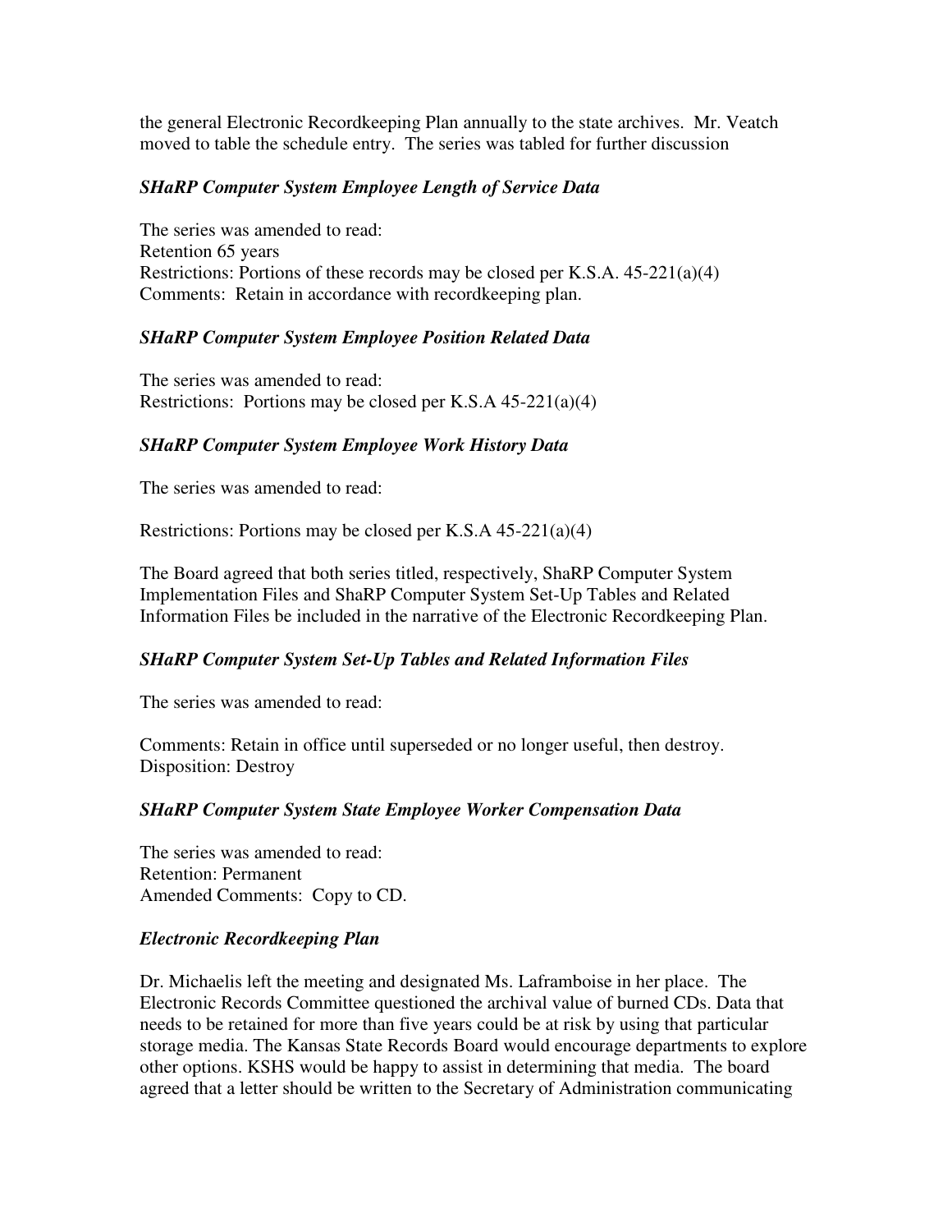the general Electronic Recordkeeping Plan annually to the state archives. Mr. Veatch moved to table the schedule entry. The series was tabled for further discussion

### *SHaRP Computer System Employee Length of Service Data*

The series was amended to read:
Retention 65 years
Restrictions: Portions of these records may be closed per K.S.A. 45-221(a)(4)
Comments: Retain in accordance with recordkeeping plan.

### *SHaRP Computer System Employee Position Related Data*

The series was amended to read:
Restrictions: Portions may be closed per K.S.A 45-221(a)(4)

### *SHaRP Computer System Employee Work History Data*

The series was amended to read:

Restrictions: Portions may be closed per K.S.A 45-221(a)(4)

The Board agreed that both series titled, respectively, ShaRP Computer System Implementation Files and ShaRP Computer System Set-Up Tables and Related Information Files be included in the narrative of the Electronic Recordkeeping Plan.

### *SHaRP Computer System Set-Up Tables and Related Information Files*

The series was amended to read:

Comments: Retain in office until superseded or no longer useful, then destroy.
Disposition: Destroy

### *SHaRP Computer System State Employee Worker Compensation Data*

The series was amended to read:
Retention: Permanent
Amended Comments: Copy to CD.

### *Electronic Recordkeeping Plan*

Dr. Michaelis left the meeting and designated Ms. Laframboise in her place. The Electronic Records Committee questioned the archival value of burned CDs. Data that needs to be retained for more than five years could be at risk by using that particular storage media. The Kansas State Records Board would encourage departments to explore other options. KSHS would be happy to assist in determining that media. The board agreed that a letter should be written to the Secretary of Administration communicating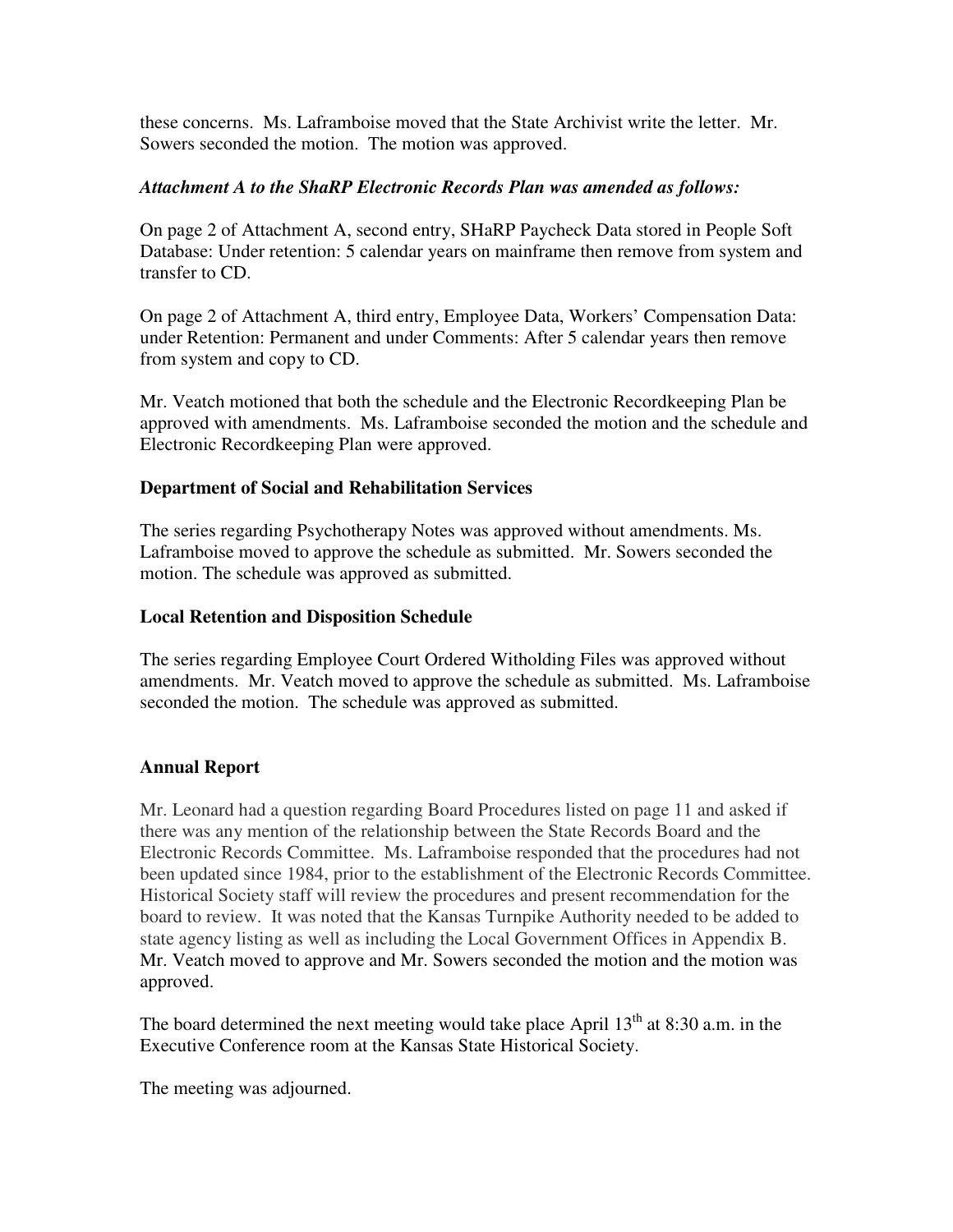these concerns. Ms. Laframboise moved that the State Archivist write the letter. Mr. Sowers seconded the motion. The motion was approved.

***Attachment A to the ShaRP Electronic Records Plan was amended as follows:***

On page 2 of Attachment A, second entry, SHaRP Paycheck Data stored in People Soft Database: Under retention: 5 calendar years on mainframe then remove from system and transfer to CD.

On page 2 of Attachment A, third entry, Employee Data, Workers' Compensation Data: under Retention: Permanent and under Comments: After 5 calendar years then remove from system and copy to CD.

Mr. Veatch motioned that both the schedule and the Electronic Recordkeeping Plan be approved with amendments. Ms. Laframboise seconded the motion and the schedule and Electronic Recordkeeping Plan were approved.

**Department of Social and Rehabilitation Services**

The series regarding Psychotherapy Notes was approved without amendments. Ms. Laframboise moved to approve the schedule as submitted. Mr. Sowers seconded the motion. The schedule was approved as submitted.

**Local Retention and Disposition Schedule**

The series regarding Employee Court Ordered Witholding Files was approved without amendments. Mr. Veatch moved to approve the schedule as submitted. Ms. Laframboise seconded the motion. The schedule was approved as submitted.

**Annual Report**

Mr. Leonard had a question regarding Board Procedures listed on page 11 and asked if there was any mention of the relationship between the State Records Board and the Electronic Records Committee. Ms. Laframboise responded that the procedures had not been updated since 1984, prior to the establishment of the Electronic Records Committee. Historical Society staff will review the procedures and present recommendation for the board to review. It was noted that the Kansas Turnpike Authority needed to be added to state agency listing as well as including the Local Government Offices in Appendix B. Mr. Veatch moved to approve and Mr. Sowers seconded the motion and the motion was approved.

The board determined the next meeting would take place April 13th at 8:30 a.m. in the Executive Conference room at the Kansas State Historical Society.

The meeting was adjourned.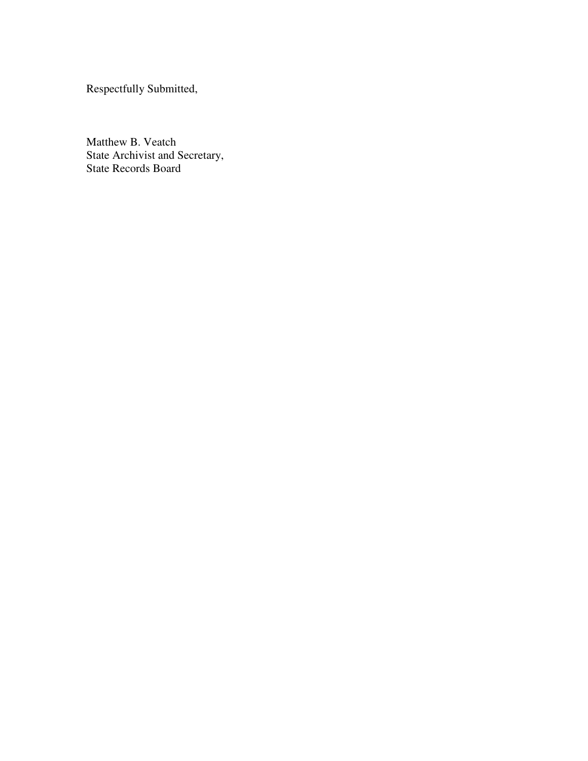Respectfully Submitted,

Matthew B. Veatch  
State Archivist and Secretary,  
State Records Board